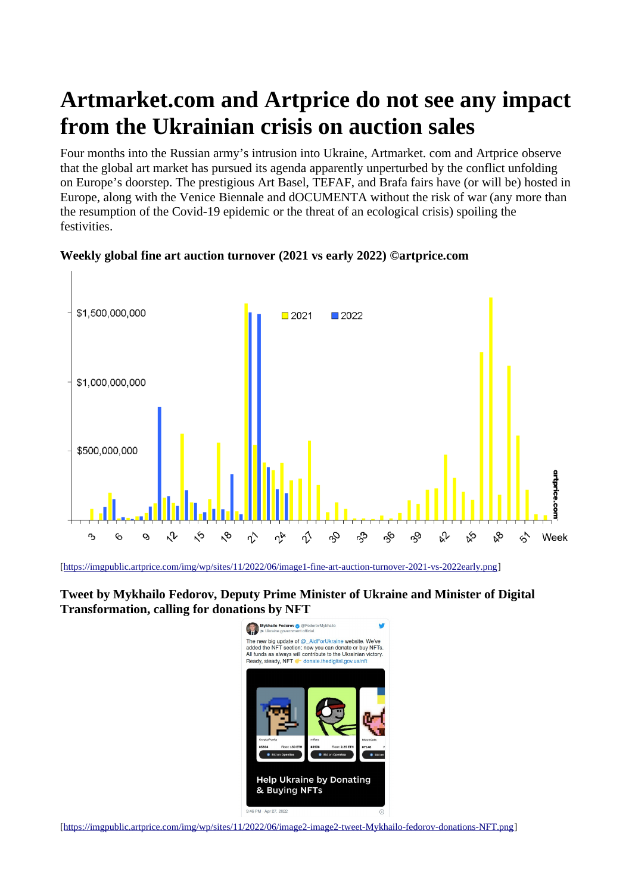# Artmarket.com and Artprice do not see any impact from the Ukrainian crisis on auction sales

Four months into the Russian army's intrusion into Ukraine, Artmarket. com and Artprice observe that the global art market has pursued its agenda apparently unperturbed by the conflict unfolding on Europe's doorstep. The prestigious Art Basel, TEFAF, and Brafa fairs have (or will be) hosted in Europe, along with the Venice Biennale and dOCUMENTA without the risk of war (any more than the resumption of the Covid-19 epidemic or the threat of an ecological crisis) spoiling the festivities.

**Weekly global fine art auction turnover (2021 vs early 2022) ©artprice.com**

[https://imgpublic.artprice.com/img/wp/sites/11/2022/06/image1-fine-art-auction-turnover-2021-vs-2022early.png]

**Tweet by Mykhailo Fedorov, Deputy Prime Minister of Ukraine and Minister of Digital Transformation, calling for donations by NFT**

[https://imgpublic.artprice.com/img/wp/sites/11/2022/06/image2-image2-tweet-Mykhailo-fedorov-donations-NFT.png]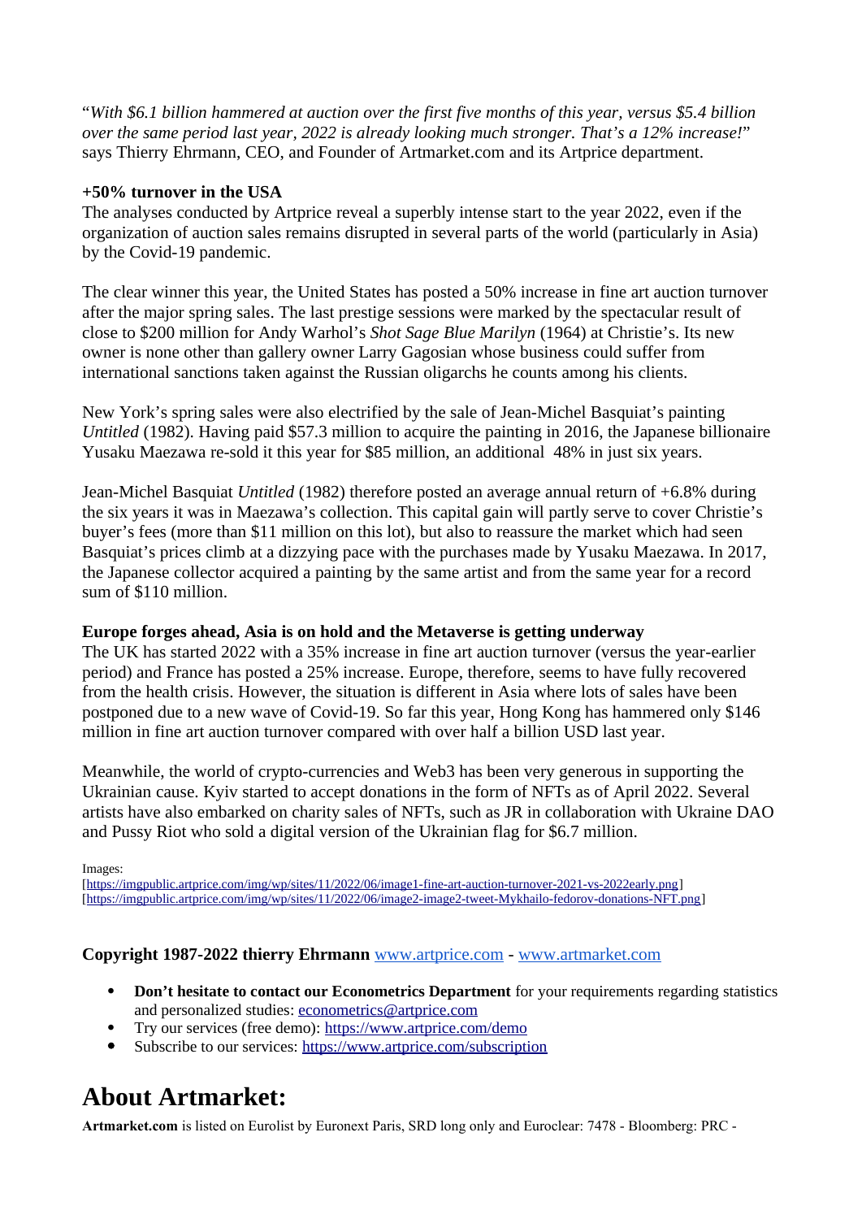"*With $6.1 billion hammered at auction over the first five months of this year, versus $5.4 billion over the same period last year, 2022 is already looking much stronger. That's a 12% increase!*" says Thierry Ehrmann, CEO, and Founder of Artmarket.com and its Artprice department.

**+50% turnover in the USA**

The analyses conducted by Artprice reveal a superbly intense start to the year 2022, even if the organization of auction sales remains disrupted in several parts of the world (particularly in Asia) by the Covid-19 pandemic.

The clear winner this year, the United States has posted a 50% increase in fine art auction turnover after the major spring sales. The last prestige sessions were marked by the spectacular result of close to $200 million for Andy Warhol's *Shot Sage Blue Marilyn* (1964) at Christie's. Its new owner is none other than gallery owner Larry Gagosian whose business could suffer from international sanctions taken against the Russian oligarchs he counts among his clients.

New York's spring sales were also electrified by the sale of Jean-Michel Basquiat's painting *Untitled* (1982). Having paid $57.3 million to acquire the painting in 2016, the Japanese billionaire Yusaku Maezawa re-sold it this year for $85 million, an additional 48% in just six years.

Jean-Michel Basquiat *Untitled* (1982) therefore posted an average annual return of +6.8% during the six years it was in Maezawa's collection. This capital gain will partly serve to cover Christie's buyer's fees (more than $11 million on this lot), but also to reassure the market which had seen Basquiat's prices climb at a dizzying pace with the purchases made by Yusaku Maezawa. In 2017, the Japanese collector acquired a painting by the same artist and from the same year for a record sum of $110 million.

**Europe forges ahead, Asia is on hold and the Metaverse is getting underway**

The UK has started 2022 with a 35% increase in fine art auction turnover (versus the year-earlier period) and France has posted a 25% increase. Europe, therefore, seems to have fully recovered from the health crisis. However, the situation is different in Asia where lots of sales have been postponed due to a new wave of Covid-19. So far this year, Hong Kong has hammered only $146 million in fine art auction turnover compared with over half a billion USD last year.

Meanwhile, the world of crypto-currencies and Web3 has been very generous in supporting the Ukrainian cause. Kyiv started to accept donations in the form of NFTs as of April 2022. Several artists have also embarked on charity sales of NFTs, such as JR in collaboration with Ukraine DAO and Pussy Riot who sold a digital version of the Ukrainian flag for $6.7 million.

Images:
[https://imgpublic.artprice.com/img/wp/sites/11/2022/06/image1-fine-art-auction-turnover-2021-vs-2022early.png]
[https://imgpublic.artprice.com/img/wp/sites/11/2022/06/image2-image2-tweet-Mykhailo-fedorov-donations-NFT.png]

**Copyright 1987-2022 thierry Ehrmann** www.artprice.com - www.artmarket.com

- **Don't hesitate to contact our Econometrics Department** for your requirements regarding statistics and personalized studies: econometrics@artprice.com
- Try our services (free demo): https://www.artprice.com/demo
- Subscribe to our services: https://www.artprice.com/subscription

# About Artmarket:

**Artmarket.com** is listed on Eurolist by Euronext Paris, SRD long only and Euroclear: 7478 - Bloomberg: PRC -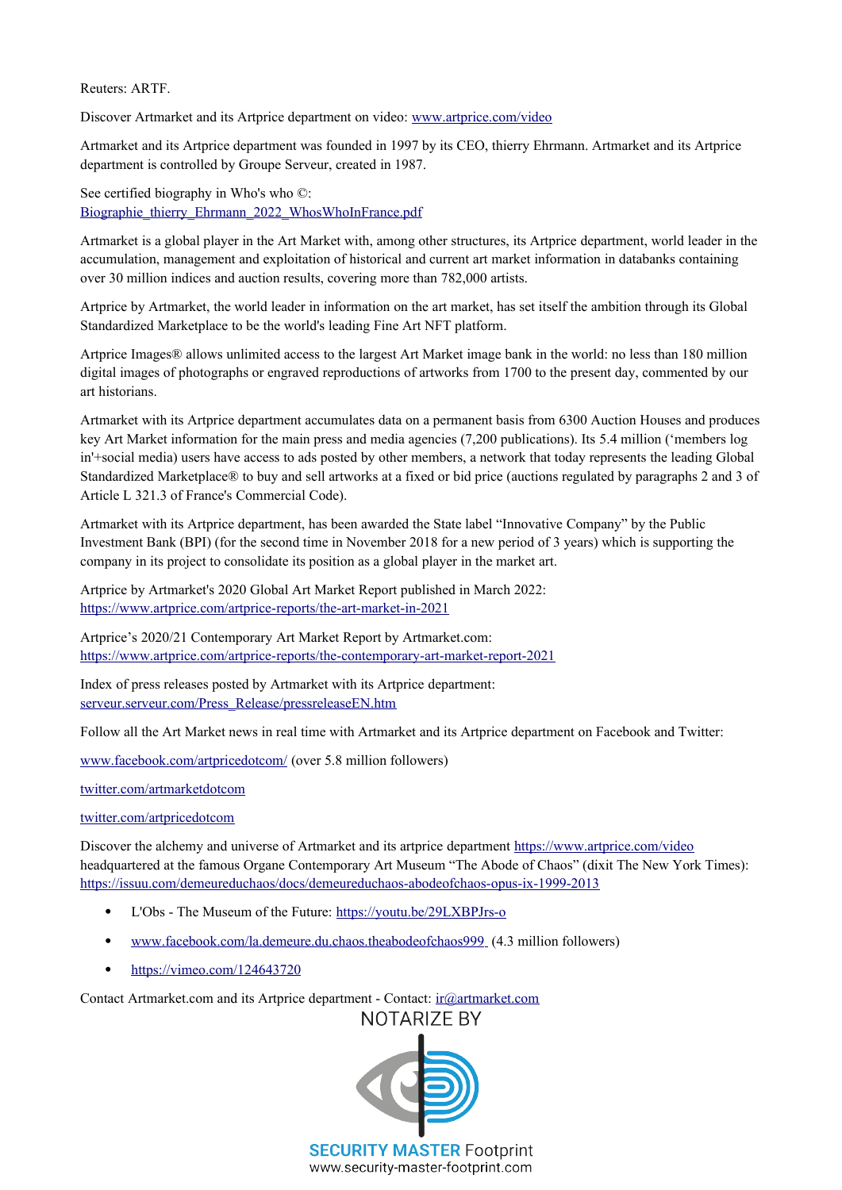Reuters: ARTF.

Discover Artmarket and its Artprice department on video: [www.artprice.com/video](https://www.artprice.com/video)

Artmarket and its Artprice department was founded in 1997 by its CEO, thierry Ehrmann. Artmarket and its Artprice department is controlled by Groupe Serveur, created in 1987.

See certified biography in Who's who ©:
Biographie_thierry_Ehrmann_2022_WhosWhoInFrance.pdf

Artmarket is a global player in the Art Market with, among other structures, its Artprice department, world leader in the accumulation, management and exploitation of historical and current art market information in databanks containing over 30 million indices and auction results, covering more than 782,000 artists.

Artprice by Artmarket, the world leader in information on the art market, has set itself the ambition through its Global Standardized Marketplace to be the world's leading Fine Art NFT platform.

Artprice Images® allows unlimited access to the largest Art Market image bank in the world: no less than 180 million digital images of photographs or engraved reproductions of artworks from 1700 to the present day, commented by our art historians.

Artmarket with its Artprice department accumulates data on a permanent basis from 6300 Auction Houses and produces key Art Market information for the main press and media agencies (7,200 publications). Its 5.4 million ('members log in'+social media) users have access to ads posted by other members, a network that today represents the leading Global Standardized Marketplace® to buy and sell artworks at a fixed or bid price (auctions regulated by paragraphs 2 and 3 of Article L 321.3 of France's Commercial Code).

Artmarket with its Artprice department, has been awarded the State label "Innovative Company" by the Public Investment Bank (BPI) (for the second time in November 2018 for a new period of 3 years) which is supporting the company in its project to consolidate its position as a global player in the market art.

Artprice by Artmarket's 2020 Global Art Market Report published in March 2022:
https://www.artprice.com/artprice-reports/the-art-market-in-2021

Artprice's 2020/21 Contemporary Art Market Report by Artmarket.com:
https://www.artprice.com/artprice-reports/the-contemporary-art-market-report-2021

Index of press releases posted by Artmarket with its Artprice department:
serveur.serveur.com/Press_Release/pressreleaseEN.htm

Follow all the Art Market news in real time with Artmarket and its Artprice department on Facebook and Twitter:

www.facebook.com/artpricedotcom/ (over 5.8 million followers)

twitter.com/artmarketdotcom

twitter.com/artpricedotcom

Discover the alchemy and universe of Artmarket and its artprice department https://www.artprice.com/video headquartered at the famous Organe Contemporary Art Museum "The Abode of Chaos" (dixit The New York Times):
https://issuu.com/demeureduchaos/docs/demeureduchaos-abodeofchaos-opus-ix-1999-2013

- L'Obs - The Museum of the Future: https://youtu.be/29LXBPJrs-o
- www.facebook.com/la.demeure.du.chaos.theabodeofchaos999 (4.3 million followers)
- https://vimeo.com/124643720

Contact Artmarket.com and its Artprice department - Contact: ir@artmarket.com

NOTARIZE BY

SECURITY MASTER Footprint
www.security-master-footprint.com